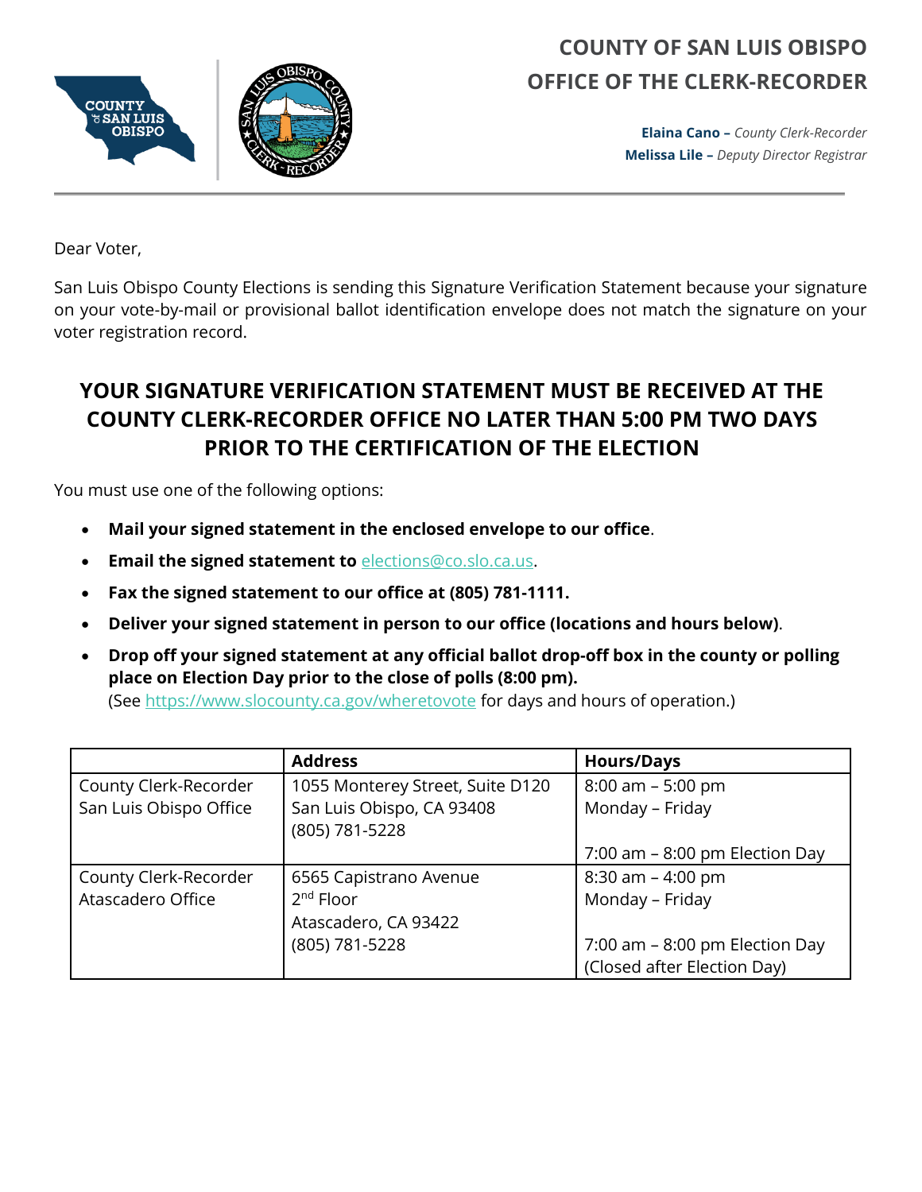# COUNTY OF SAN LUIS OBISPO
# OFFICE OF THE CLERK-RECORDER

**Elaina Cano –** *County Clerk-Recorder*
**Melissa Lile –** *Deputy Director Registrar*

Dear Voter,

San Luis Obispo County Elections is sending this Signature Verification Statement because your signature on your vote-by-mail or provisional ballot identification envelope does not match the signature on your voter registration record.

## YOUR SIGNATURE VERIFICATION STATEMENT MUST BE RECEIVED AT THE COUNTY CLERK-RECORDER OFFICE NO LATER THAN 5:00 PM TWO DAYS PRIOR TO THE CERTIFICATION OF THE ELECTION

You must use one of the following options:

- **Mail your signed statement in the enclosed envelope to our office**.
- **Email the signed statement to** [elections@co.slo.ca.us](mailto:elections@co.slo.ca.us).
- **Fax the signed statement to our office at (805) 781-1111.**
- **Deliver your signed statement in person to our office (locations and hours below)**.
- **Drop off your signed statement at any official ballot drop-off box in the county or polling place on Election Day prior to the close of polls (8:00 pm).**
  (See https://www.slocounty.ca.gov/wheretovote for days and hours of operation.)

| | Address | Hours/Days |
|---|---|---|
| County Clerk-Recorder San Luis Obispo Office | 1055 Monterey Street, Suite D120<br>San Luis Obispo, CA 93408<br>(805) 781-5228 | 8:00 am – 5:00 pm<br>Monday – Friday<br><br>7:00 am – 8:00 pm Election Day |
| County Clerk-Recorder Atascadero Office | 6565 Capistrano Avenue<br>2nd Floor<br>Atascadero, CA 93422<br>(805) 781-5228 | 8:30 am – 4:00 pm<br>Monday – Friday<br><br>7:00 am – 8:00 pm Election Day<br>(Closed after Election Day) |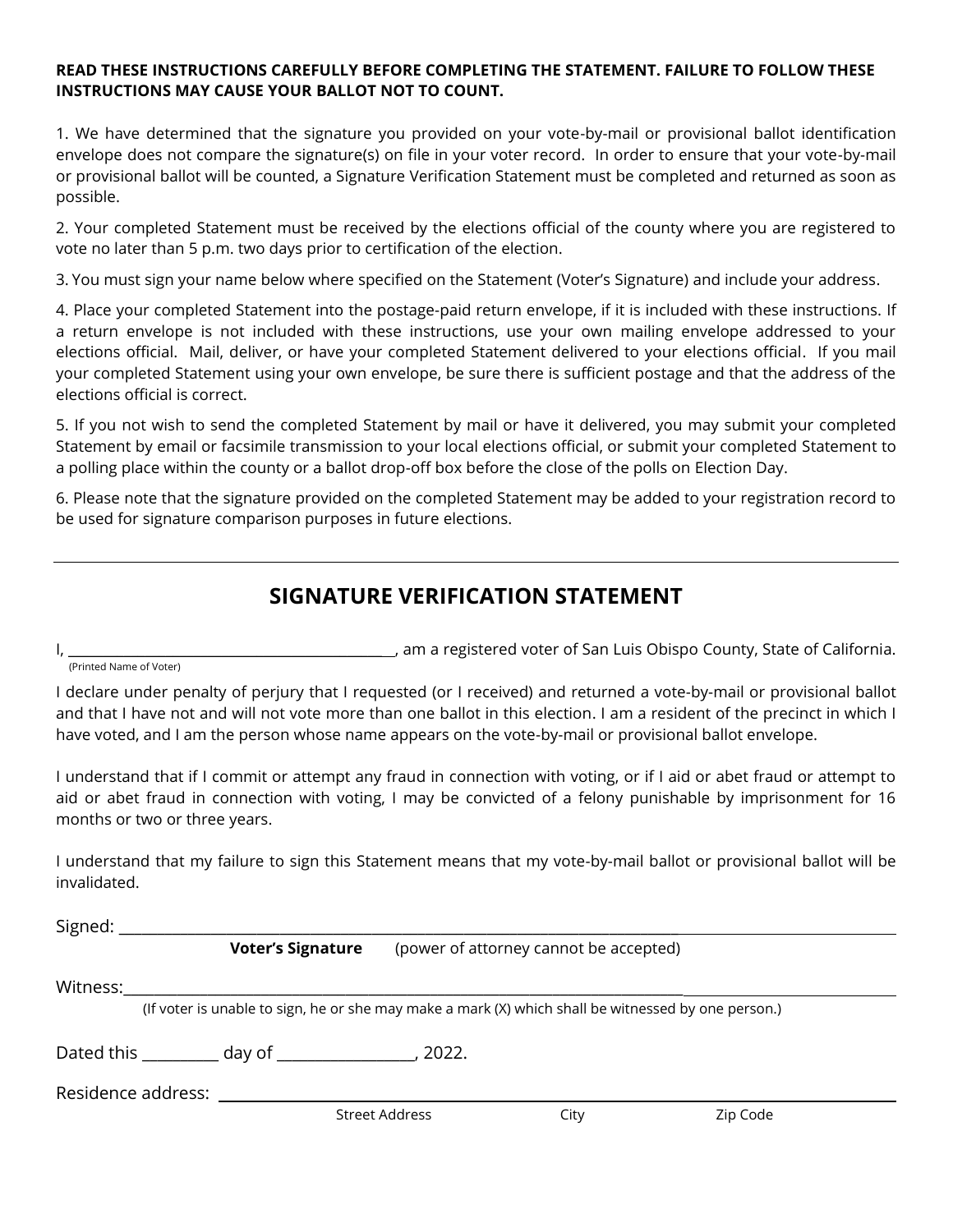**READ THESE INSTRUCTIONS CAREFULLY BEFORE COMPLETING THE STATEMENT. FAILURE TO FOLLOW THESE INSTRUCTIONS MAY CAUSE YOUR BALLOT NOT TO COUNT.**

1. We have determined that the signature you provided on your vote-by-mail or provisional ballot identification envelope does not compare the signature(s) on file in your voter record. In order to ensure that your vote-by-mail or provisional ballot will be counted, a Signature Verification Statement must be completed and returned as soon as possible.

2. Your completed Statement must be received by the elections official of the county where you are registered to vote no later than 5 p.m. two days prior to certification of the election.

3. You must sign your name below where specified on the Statement (Voter's Signature) and include your address.

4. Place your completed Statement into the postage-paid return envelope, if it is included with these instructions. If a return envelope is not included with these instructions, use your own mailing envelope addressed to your elections official. Mail, deliver, or have your completed Statement delivered to your elections official. If you mail your completed Statement using your own envelope, be sure there is sufficient postage and that the address of the elections official is correct.

5. If you not wish to send the completed Statement by mail or have it delivered, you may submit your completed Statement by email or facsimile transmission to your local elections official, or submit your completed Statement to a polling place within the county or a ballot drop-off box before the close of the polls on Election Day.

6. Please note that the signature provided on the completed Statement may be added to your registration record to be used for signature comparison purposes in future elections.

---

## SIGNATURE VERIFICATION STATEMENT

I, ______________________________________________, am a registered voter of San Luis Obispo County, State of California.
(Printed Name of Voter)

I declare under penalty of perjury that I requested (or I received) and returned a vote-by-mail or provisional ballot and that I have not and will not vote more than one ballot in this election. I am a resident of the precinct in which I have voted, and I am the person whose name appears on the vote-by-mail or provisional ballot envelope.

I understand that if I commit or attempt any fraud in connection with voting, or if I aid or abet fraud or attempt to aid or abet fraud in connection with voting, I may be convicted of a felony punishable by imprisonment for 16 months or two or three years.

I understand that my failure to sign this Statement means that my vote-by-mail ballot or provisional ballot will be invalidated.

Signed: ______________________________________________________________________________
**Voter's Signature** (power of attorney cannot be accepted)

Witness: ______________________________________________________________________________
(If voter is unable to sign, he or she may make a mark (X) which shall be witnessed by one person.)

Dated this __________ day of __________________, 2022.

Residence address: ______________________________________________________________________
Street Address City Zip Code